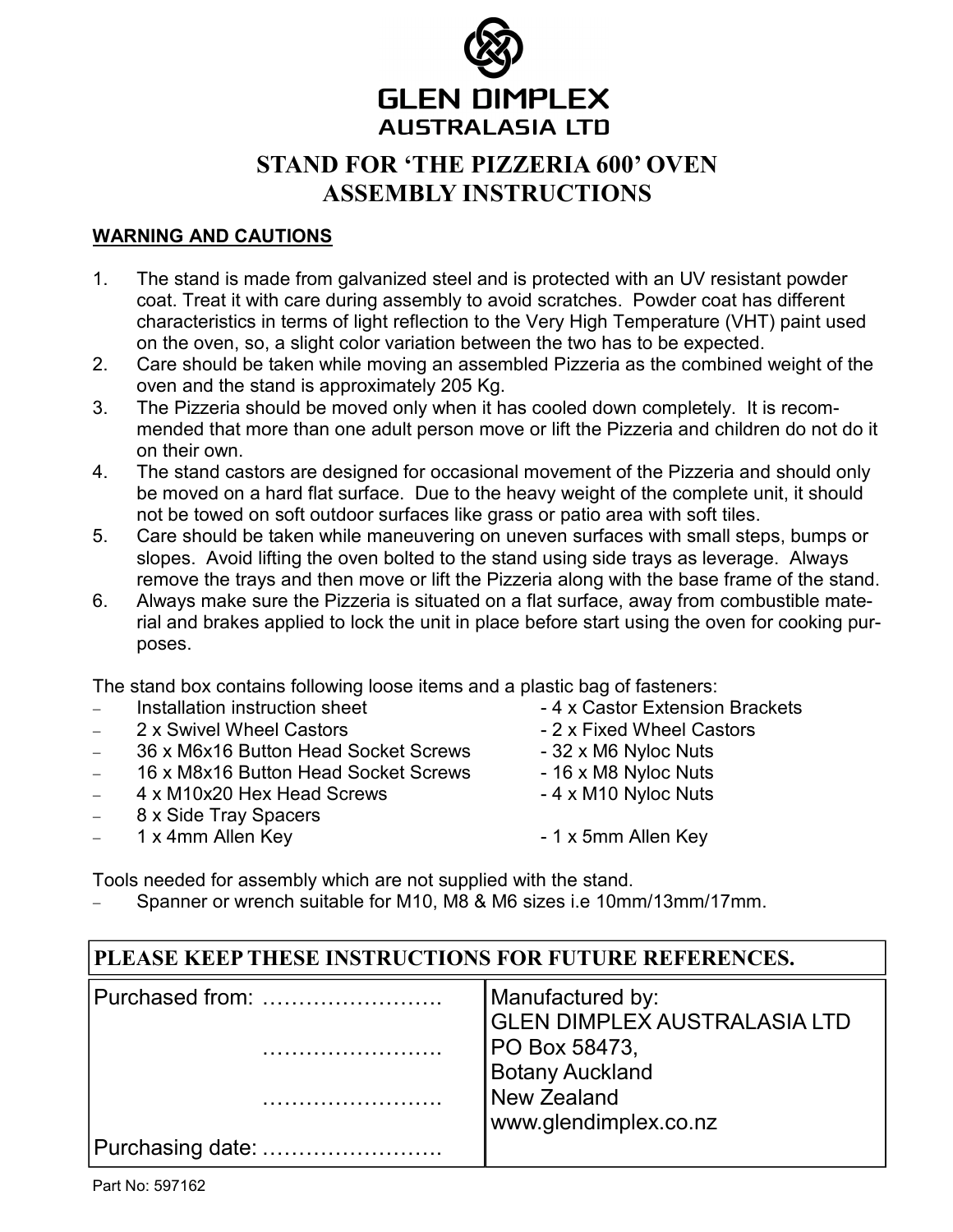**GLEN DIMPLEX**
**AUSTRALASIA LTD**

# STAND FOR 'THE PIZZERIA 600' OVEN ASSEMBLY INSTRUCTIONS

## WARNING AND CAUTIONS

1. The stand is made from galvanized steel and is protected with an UV resistant powder coat. Treat it with care during assembly to avoid scratches. Powder coat has different characteristics in terms of light reflection to the Very High Temperature (VHT) paint used on the oven, so, a slight color variation between the two has to be expected.
2. Care should be taken while moving an assembled Pizzeria as the combined weight of the oven and the stand is approximately 205 Kg.
3. The Pizzeria should be moved only when it has cooled down completely. It is recommended that more than one adult person move or lift the Pizzeria and children do not do it on their own.
4. The stand castors are designed for occasional movement of the Pizzeria and should only be moved on a hard flat surface. Due to the heavy weight of the complete unit, it should not be towed on soft outdoor surfaces like grass or patio area with soft tiles.
5. Care should be taken while maneuvering on uneven surfaces with small steps, bumps or slopes. Avoid lifting the oven bolted to the stand using side trays as leverage. Always remove the trays and then move or lift the Pizzeria along with the base frame of the stand.
6. Always make sure the Pizzeria is situated on a flat surface, away from combustible material and brakes applied to lock the unit in place before start using the oven for cooking purposes.

The stand box contains following loose items and a plastic bag of fasteners:

- Installation instruction sheet
- 2 x Swivel Wheel Castors
- 36 x M6x16 Button Head Socket Screws
- 16 x M8x16 Button Head Socket Screws
- 4 x M10x20 Hex Head Screws
- 8 x Side Tray Spacers
- 1 x 4mm Allen Key
- 4 x Castor Extension Brackets
- 2 x Fixed Wheel Castors
- 32 x M6 Nyloc Nuts
- 16 x M8 Nyloc Nuts
- 4 x M10 Nyloc Nuts
- 1 x 5mm Allen Key

Tools needed for assembly which are not supplied with the stand.

- Spanner or wrench suitable for M10, M8 & M6 sizes i.e 10mm/13mm/17mm.

| PLEASE KEEP THESE INSTRUCTIONS FOR FUTURE REFERENCES. | |
|---|---|
| Purchased from: ……………………<br>……………………<br>……………………<br>Purchasing date: …………………… | Manufactured by:<br>GLEN DIMPLEX AUSTRALASIA LTD<br>PO Box 58473,<br>Botany Auckland<br>New Zealand<br>www.glendimplex.co.nz |

Part No: 597162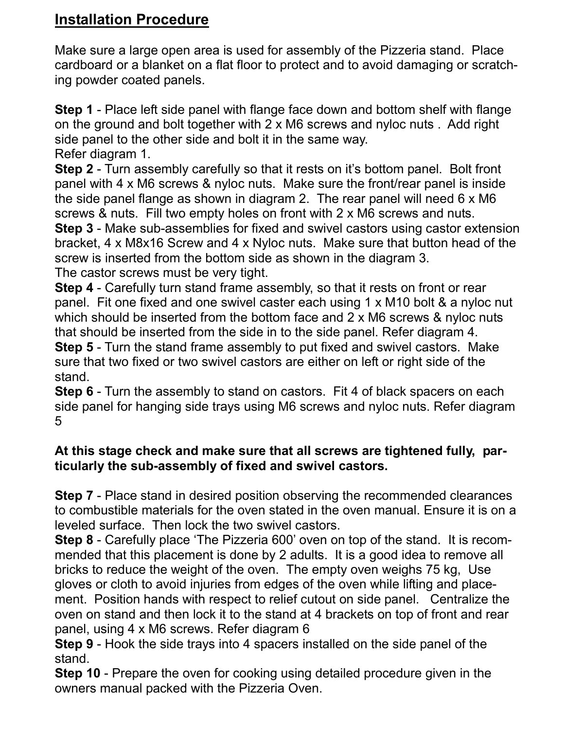## Installation Procedure

Make sure a large open area is used for assembly of the Pizzeria stand. Place cardboard or a blanket on a flat floor to protect and to avoid damaging or scratching powder coated panels.

**Step 1** - Place left side panel with flange face down and bottom shelf with flange on the ground and bolt together with 2 x M6 screws and nyloc nuts . Add right side panel to the other side and bolt it in the same way.
Refer diagram 1.

**Step 2** - Turn assembly carefully so that it rests on it's bottom panel. Bolt front panel with 4 x M6 screws & nyloc nuts. Make sure the front/rear panel is inside the side panel flange as shown in diagram 2. The rear panel will need 6 x M6 screws & nuts. Fill two empty holes on front with 2 x M6 screws and nuts.

**Step 3** - Make sub-assemblies for fixed and swivel castors using castor extension bracket, 4 x M8x16 Screw and 4 x Nyloc nuts. Make sure that button head of the screw is inserted from the bottom side as shown in the diagram 3.
The castor screws must be very tight.

**Step 4** - Carefully turn stand frame assembly, so that it rests on front or rear panel. Fit one fixed and one swivel caster each using 1 x M10 bolt & a nyloc nut which should be inserted from the bottom face and 2 x M6 screws & nyloc nuts that should be inserted from the side in to the side panel. Refer diagram 4.

**Step 5** - Turn the stand frame assembly to put fixed and swivel castors. Make sure that two fixed or two swivel castors are either on left or right side of the stand.

**Step 6** - Turn the assembly to stand on castors. Fit 4 of black spacers on each side panel for hanging side trays using M6 screws and nyloc nuts. Refer diagram 5

**At this stage check and make sure that all screws are tightened fully, particularly the sub-assembly of fixed and swivel castors.**

**Step 7** - Place stand in desired position observing the recommended clearances to combustible materials for the oven stated in the oven manual. Ensure it is on a leveled surface. Then lock the two swivel castors.

**Step 8** - Carefully place 'The Pizzeria 600' oven on top of the stand. It is recommended that this placement is done by 2 adults. It is a good idea to remove all bricks to reduce the weight of the oven. The empty oven weighs 75 kg, Use gloves or cloth to avoid injuries from edges of the oven while lifting and placement. Position hands with respect to relief cutout on side panel. Centralize the oven on stand and then lock it to the stand at 4 brackets on top of front and rear panel, using 4 x M6 screws. Refer diagram 6

**Step 9** - Hook the side trays into 4 spacers installed on the side panel of the stand.

**Step 10** - Prepare the oven for cooking using detailed procedure given in the owners manual packed with the Pizzeria Oven.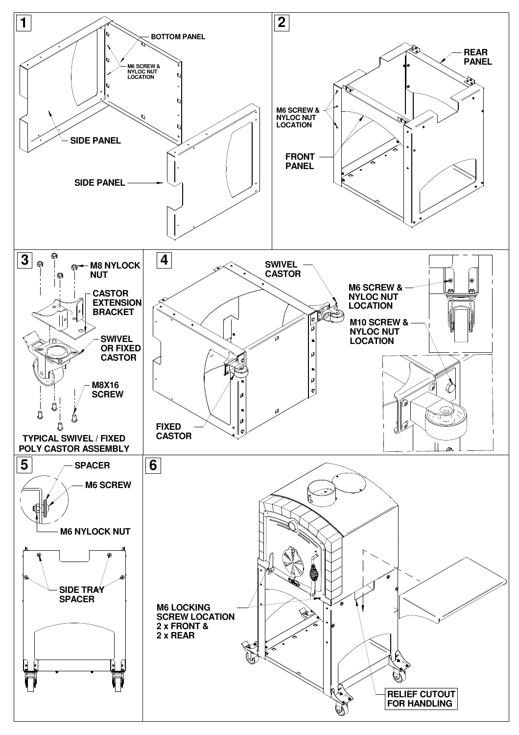## 1

BOTTOM PANEL

M6 SCREW & NYLOC NUT LOCATION

SIDE PANEL

SIDE PANEL

## 2

REAR PANEL

M6 SCREW & NYLOC NUT LOCATION

FRONT PANEL

## 3

M8 NYLOCK NUT

CASTOR EXTENSION BRACKET

SWIVEL OR FIXED CASTOR

M8X16 SCREW

TYPICAL SWIVEL / FIXED POLY CASTOR ASSEMBLY

## 4

SWIVEL CASTOR

M6 SCREW & NYLOC NUT LOCATION

M10 SCREW & NYLOC NUT LOCATION

FIXED CASTOR

## 5

SPACER

M6 SCREW

M6 NYLOCK NUT

SIDE TRAY SPACER

## 6

M6 LOCKING SCREW LOCATION 2 x FRONT & 2 x REAR

RELIEF CUTOUT FOR HANDLING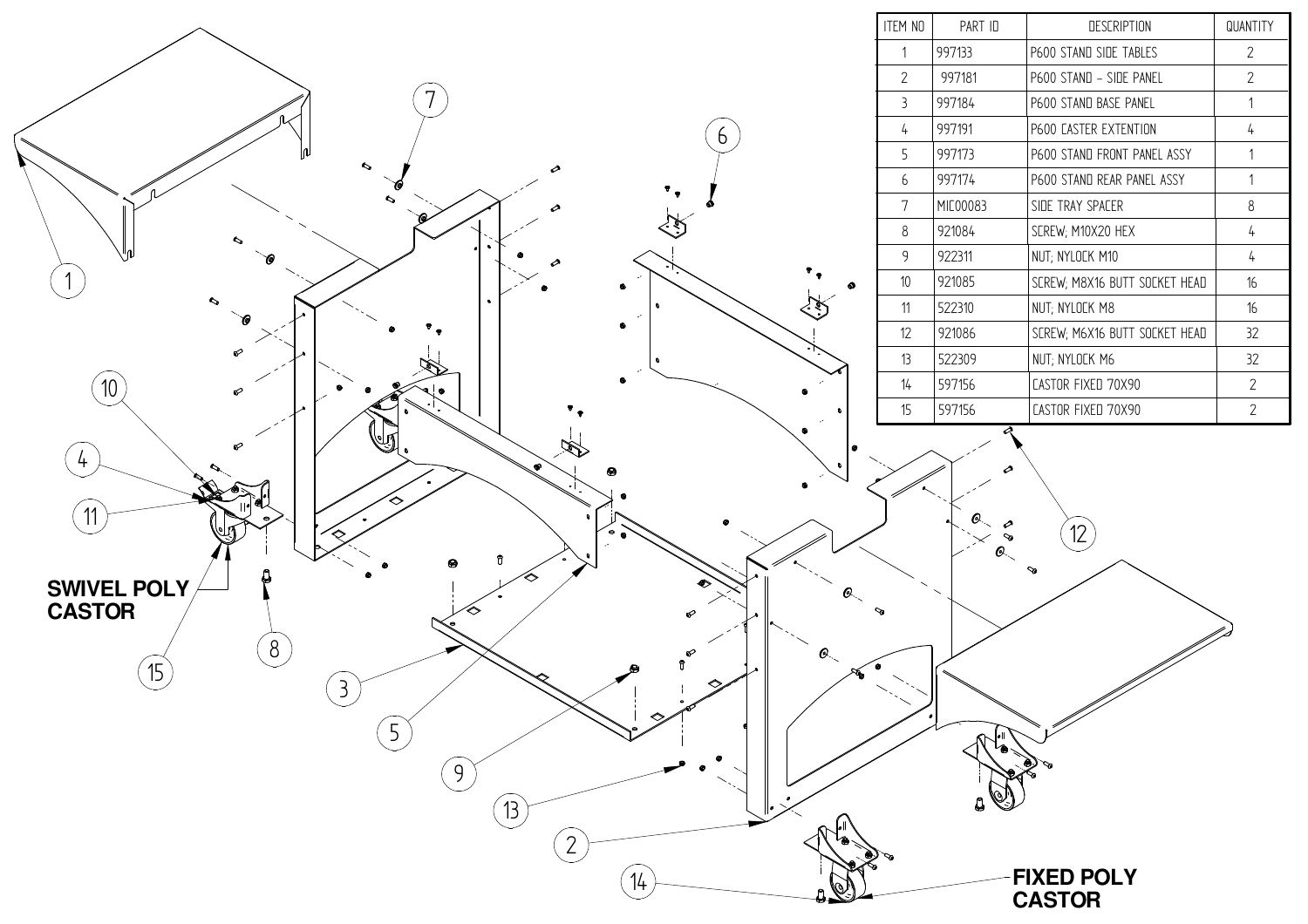| ITEM NO | PART ID | DESCRIPTION | QUANTITY |
|---|---|---|---|
| 1 | 997133 | P600 STAND SIDE TABLES | 2 |
| 2 | 997181 | P600 STAND - SIDE PANEL | 2 |
| 3 | 997184 | P600 STAND BASE PANEL | 1 |
| 4 | 997191 | P600 CASTER EXTENTION | 4 |
| 5 | 997173 | P600 STAND FRONT PANEL ASSY | 1 |
| 6 | 997174 | P600 STAND REAR PANEL ASSY | 1 |
| 7 | MIC00083 | SIDE TRAY SPACER | 8 |
| 8 | 921084 | SCREW; M10X20 HEX | 4 |
| 9 | 922311 | NUT; NYLOCK M10 | 4 |
| 10 | 921085 | SCREW; M8X16 BUTT SOCKET HEAD | 16 |
| 11 | 522310 | NUT; NYLOCK M8 | 16 |
| 12 | 921086 | SCREW; M6X16 BUTT SOCKET HEAD | 32 |
| 13 | 522309 | NUT; NYLOCK M6 | 32 |
| 14 | 597156 | CASTOR FIXED 70X90 | 2 |
| 15 | 597156 | CASTOR FIXED 70X90 | 2 |

7

6

1

10

4

11

12

SWIVEL POLY CASTOR

15

8

3

5

9

13

2

14

FIXED POLY CASTOR